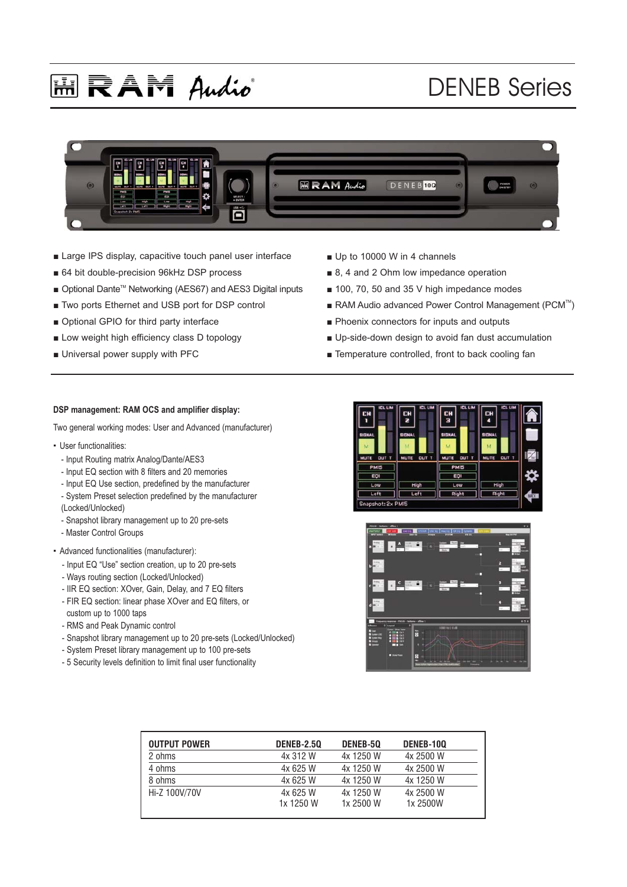# RAM Audio

## DENEB Series

- Large IPS display, capacitive touch panel user interface
- 64 bit double-precision 96kHz DSP process
- Optional Dante™ Networking (AES67) and AES3 Digital inputs
- Two ports Ethernet and USB port for DSP control
- Optional GPIO for third party interface
- Low weight high efficiency class D topology
- Universal power supply with PFC
- Up to 10000 W in 4 channels
- 8, 4 and 2 Ohm low impedance operation
- 100, 70, 50 and 35 V high impedance modes
- RAM Audio advanced Power Control Management (PCM™)
- Phoenix connectors for inputs and outputs
- Up-side-down design to avoid fan dust accumulation
- Temperature controlled, front to back cooling fan

**DSP management: RAM OCS and amplifier display:**

Two general working modes: User and Advanced (manufacturer)

- User functionalities:
  - Input Routing matrix Analog/Dante/AES3
  - Input EQ section with 8 filters and 20 memories
  - Input EQ Use section, predefined by the manufacturer
  - System Preset selection predefined by the manufacturer (Locked/Unlocked)
  - Snapshot library management up to 20 pre-sets
  - Master Control Groups
- Advanced functionalities (manufacturer):
  - Input EQ "Use" section creation, up to 20 pre-sets
  - Ways routing section (Locked/Unlocked)
  - IIR EQ section: XOver, Gain, Delay, and 7 EQ filters
  - FIR EQ section: linear phase XOver and EQ filters, or custom up to 1000 taps
  - RMS and Peak Dynamic control
  - Snapshot library management up to 20 pre-sets (Locked/Unlocked)
  - System Preset library management up to 100 pre-sets
  - 5 Security levels definition to limit final user functionality

| OUTPUT POWER | DENEB-2.5Q | DENEB-5Q | DENEB-10Q |
|---|---|---|---|
| 2 ohms | 4x 312 W | 4x 1250 W | 4x 2500 W |
| 4 ohms | 4x 625 W | 4x 1250 W | 4x 2500 W |
| 8 ohms | 4x 625 W | 4x 1250 W | 4x 1250 W |
| Hi-Z 100V/70V | 4x 625 W<br>1x 1250 W | 4x 1250 W<br>1x 2500 W | 4x 2500 W<br>1x 2500W |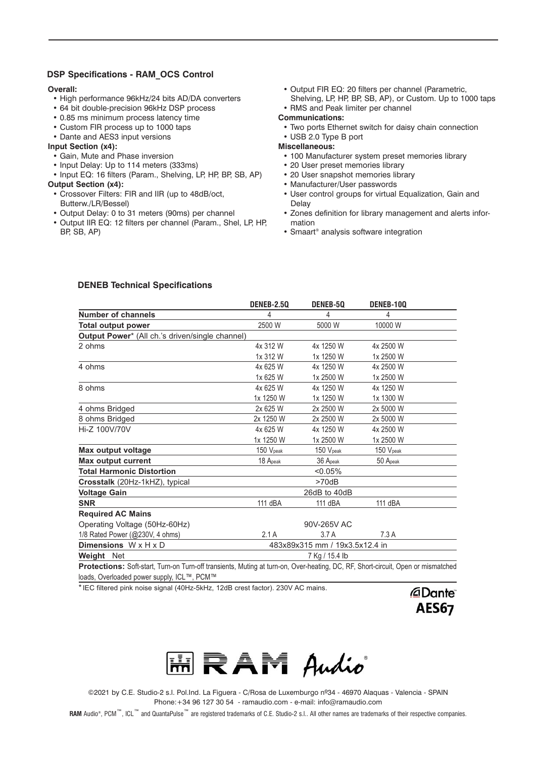### DSP Specifications - RAM_OCS Control

**Overall:**

- High performance 96kHz/24 bits AD/DA converters
- 64 bit double-precision 96kHz DSP process
- 0.85 ms minimum process latency time
- Custom FIR process up to 1000 taps
- Dante and AES3 input versions

**Input Section (x4):**

- Gain, Mute and Phase inversion
- Input Delay: Up to 114 meters (333ms)
- Input EQ: 16 filters (Param., Shelving, LP, HP, BP, SB, AP)

**Output Section (x4):**

- Crossover Filters: FIR and IIR (up to 48dB/oct, Butterw./LR/Bessel)
- Output Delay: 0 to 31 meters (90ms) per channel
- Output IIR EQ: 12 filters per channel (Param., Shel, LP, HP, BP, SB, AP)
- Output FIR EQ: 20 filters per channel (Parametric, Shelving, LP, HP, BP, SB, AP), or Custom. Up to 1000 taps
- RMS and Peak limiter per channel

**Communications:**

- Two ports Ethernet switch for daisy chain connection
- USB 2.0 Type B port

**Miscellaneous:**

- 100 Manufacturer system preset memories library
- 20 User preset memories library
- 20 User snapshot memories library
- Manufacturer/User passwords
- User control groups for virtual Equalization, Gain and Delay
- Zones definition for library management and alerts information
- Smaart® analysis software integration

### DENEB Technical Specifications

| | DENEB-2.5Q | DENEB-5Q | DENEB-10Q |
|---|---|---|---|
| **Number of channels** | 4 | 4 | 4 |
| **Total output power** | 2500 W | 5000 W | 10000 W |
| **Output Power*** (All ch.'s driven/single channel) | | | |
| 2 ohms | 4x 312 W | 4x 1250 W | 4x 2500 W |
| | 1x 312 W | 1x 1250 W | 1x 2500 W |
| 4 ohms | 4x 625 W | 4x 1250 W | 4x 2500 W |
| | 1x 625 W | 1x 2500 W | 1x 2500 W |
| 8 ohms | 4x 625 W | 4x 1250 W | 4x 1250 W |
| | 1x 1250 W | 1x 1250 W | 1x 1300 W |
| 4 ohms Bridged | 2x 625 W | 2x 2500 W | 2x 5000 W |
| 8 ohms Bridged | 2x 1250 W | 2x 2500 W | 2x 5000 W |
| Hi-Z 100V/70V | 4x 625 W | 4x 1250 W | 4x 2500 W |
| | 1x 1250 W | 1x 2500 W | 1x 2500 W |
| **Max output voltage** | 150 $V_{peak}$ | 150 $V_{peak}$ | 150 $V_{peak}$ |
| **Max output current** | 18 $A_{peak}$ | 36 $A_{peak}$ | 50 $A_{peak}$ |
| **Total Harmonic Distortion** | | <0.05% | |
| **Crosstalk** (20Hz-1kHZ), typical | | >70dB | |
| **Voltage Gain** | | 26dB to 40dB | |
| **SNR** | 111 dBA | 111 dBA | 111 dBA |
| **Required AC Mains** | | | |
| Operating Voltage (50Hz-60Hz) | | 90V-265V AC | |
| 1/8 Rated Power (@230V, 4 ohms) | 2.1 A | 3.7 A | 7.3 A |
| **Dimensions** W x H x D | | 483x89x315 mm / 19x3.5x12.4 in | |
| **Weight** Net | | 7 Kg / 15.4 lb | |

**Protections:** Soft-start, Turn-on Turn-off transients, Muting at turn-on, Over-heating, DC, RF, Short-circuit, Open or mismatched loads, Overloaded power supply, ICL™, PCM™

* IEC filtered pink noise signal (40Hz-5kHz, 12dB crest factor). 230V AC mains.

Dante™ AES67

RAM Audio®

©2021 by C.E. Studio-2 s.l. Pol.Ind. La Figuera - C/Rosa de Luxemburgo nº34 - 46970 Alaquas - Valencia - SPAIN
Phone:+34 96 127 30 54 - ramaudio.com - e-mail: info@ramaudio.com

**RAM** Audio®, PCM™, ICL™ and QuantaPulse™ are registered trademarks of C.E. Studio-2 s.l.. All other names are trademarks of their respective companies.